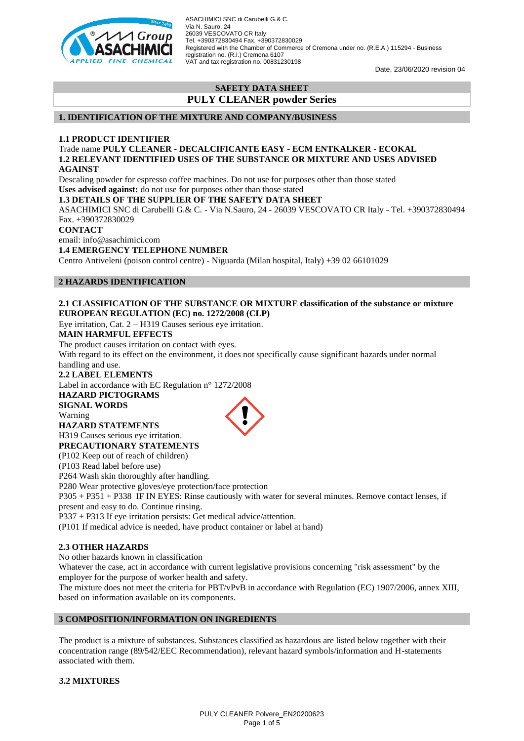ASACHIMICI SNC di Carubelli G.& C.
Via N. Sauro, 24
26039 VESCOVATO CR Italy
Tel. +390372830494 Fax. +390372830029
Registered with the Chamber of Commerce of Cremona under no. (R.E.A.) 115294 - Business registration no. (R.I.) Cremona 6107
VAT and tax registration no. 00831230198

Date, 23/06/2020 revision 04

# SAFETY DATA SHEET

# PULY CLEANER powder Series

## 1. IDENTIFICATION OF THE MIXTURE AND COMPANY/BUSINESS

### 1.1 PRODUCT IDENTIFIER

Trade name **PULY CLEANER - DECALCIFICANTE EASY - ECM ENTKALKER - ECOKAL**

### 1.2 RELEVANT IDENTIFIED USES OF THE SUBSTANCE OR MIXTURE AND USES ADVISED AGAINST

Descaling powder for espresso coffee machines. Do not use for purposes other than those stated

**Uses advised against:** do not use for purposes other than those stated

### 1.3 DETAILS OF THE SUPPLIER OF THE SAFETY DATA SHEET

ASACHIMICI SNC di Carubelli G.& C. - Via N.Sauro, 24 - 26039 VESCOVATO CR Italy - Tel. +390372830494 Fax. +390372830029

**CONTACT**

email: info@asachimici.com

### 1.4 EMERGENCY TELEPHONE NUMBER

Centro Antiveleni (poison control centre) - Niguarda (Milan hospital, Italy) +39 02 66101029

## 2 HAZARDS IDENTIFICATION

### 2.1 CLASSIFICATION OF THE SUBSTANCE OR MIXTURE classification of the substance or mixture EUROPEAN REGULATION (EC) no. 1272/2008 (CLP)

Eye irritation, Cat. 2 – H319 Causes serious eye irritation.

**MAIN HARMFUL EFFECTS**

The product causes irritation on contact with eyes.

With regard to its effect on the environment, it does not specifically cause significant hazards under normal handling and use.

### 2.2 LABEL ELEMENTS

Label in accordance with EC Regulation n° 1272/2008

**HAZARD PICTOGRAMS**

**SIGNAL WORDS**

Warning

**HAZARD STATEMENTS**

H319 Causes serious eye irritation.

**PRECAUTIONARY STATEMENTS**

(P102 Keep out of reach of children)

(P103 Read label before use)

P264 Wash skin thoroughly after handling.

P280 Wear protective gloves/eye protection/face protection

P305 + P351 + P338 IF IN EYES: Rinse cautiously with water for several minutes. Remove contact lenses, if present and easy to do. Continue rinsing.

P337 + P313 If eye irritation persists: Get medical advice/attention.

(P101 If medical advice is needed, have product container or label at hand)

### 2.3 OTHER HAZARDS

No other hazards known in classification

Whatever the case, act in accordance with current legislative provisions concerning "risk assessment" by the employer for the purpose of worker health and safety.

The mixture does not meet the criteria for PBT/vPvB in accordance with Regulation (EC) 1907/2006, annex XIII, based on information available on its components.

## 3 COMPOSITION/INFORMATION ON INGREDIENTS

The product is a mixture of substances. Substances classified as hazardous are listed below together with their concentration range (89/542/EEC Recommendation), relevant hazard symbols/information and H-statements associated with them.

### 3.2 MIXTURES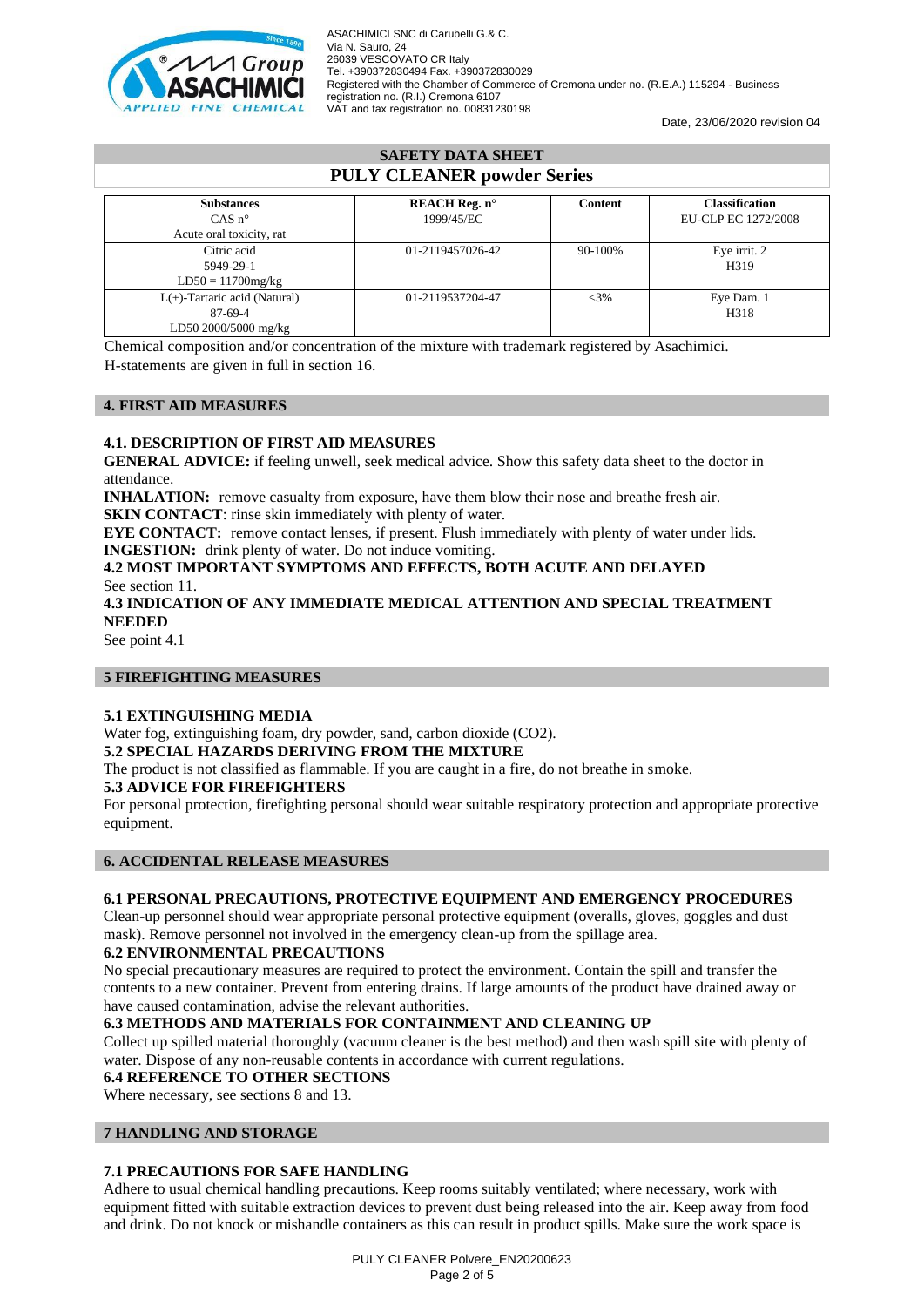## SAFETY DATA SHEET
# PULY CLEANER powder Series

| Substances<br>CAS n°<br>Acute oral toxicity, rat | REACH Reg. n°<br>1999/45/EC | Content | Classification<br>EU-CLP EC 1272/2008 |
|---|---|---|---|
| Citric acid<br>5949-29-1<br>LD50 = 11700mg/kg | 01-2119457026-42 | 90-100% | Eye irrit. 2<br>H319 |
| L(+)-Tartaric acid (Natural)<br>87-69-4<br>LD50 2000/5000 mg/kg | 01-2119537204-47 | <3% | Eye Dam. 1<br>H318 |

Chemical composition and/or concentration of the mixture with trademark registered by Asachimici.
H-statements are given in full in section 16.

## 4. FIRST AID MEASURES

### 4.1. DESCRIPTION OF FIRST AID MEASURES

**GENERAL ADVICE:** if feeling unwell, seek medical advice. Show this safety data sheet to the doctor in attendance.
**INHALATION:** remove casualty from exposure, have them blow their nose and breathe fresh air.
**SKIN CONTACT**: rinse skin immediately with plenty of water.
**EYE CONTACT:** remove contact lenses, if present. Flush immediately with plenty of water under lids.
**INGESTION:** drink plenty of water. Do not induce vomiting.

### 4.2 MOST IMPORTANT SYMPTOMS AND EFFECTS, BOTH ACUTE AND DELAYED

See section 11.

### 4.3 INDICATION OF ANY IMMEDIATE MEDICAL ATTENTION AND SPECIAL TREATMENT NEEDED

See point 4.1

## 5 FIREFIGHTING MEASURES

### 5.1 EXTINGUISHING MEDIA

Water fog, extinguishing foam, dry powder, sand, carbon dioxide ($CO_2$).

### 5.2 SPECIAL HAZARDS DERIVING FROM THE MIXTURE

The product is not classified as flammable. If you are caught in a fire, do not breathe in smoke.

### 5.3 ADVICE FOR FIREFIGHTERS

For personal protection, firefighting personal should wear suitable respiratory protection and appropriate protective equipment.

## 6. ACCIDENTAL RELEASE MEASURES

### 6.1 PERSONAL PRECAUTIONS, PROTECTIVE EQUIPMENT AND EMERGENCY PROCEDURES

Clean-up personnel should wear appropriate personal protective equipment (overalls, gloves, goggles and dust mask). Remove personnel not involved in the emergency clean-up from the spillage area.

### 6.2 ENVIRONMENTAL PRECAUTIONS

No special precautionary measures are required to protect the environment. Contain the spill and transfer the contents to a new container. Prevent from entering drains. If large amounts of the product have drained away or have caused contamination, advise the relevant authorities.

### 6.3 METHODS AND MATERIALS FOR CONTAINMENT AND CLEANING UP

Collect up spilled material thoroughly (vacuum cleaner is the best method) and then wash spill site with plenty of water. Dispose of any non-reusable contents in accordance with current regulations.

### 6.4 REFERENCE TO OTHER SECTIONS

Where necessary, see sections 8 and 13.

## 7 HANDLING AND STORAGE

### 7.1 PRECAUTIONS FOR SAFE HANDLING

Adhere to usual chemical handling precautions. Keep rooms suitably ventilated; where necessary, work with equipment fitted with suitable extraction devices to prevent dust being released into the air. Keep away from food and drink. Do not knock or mishandle containers as this can result in product spills. Make sure the work space is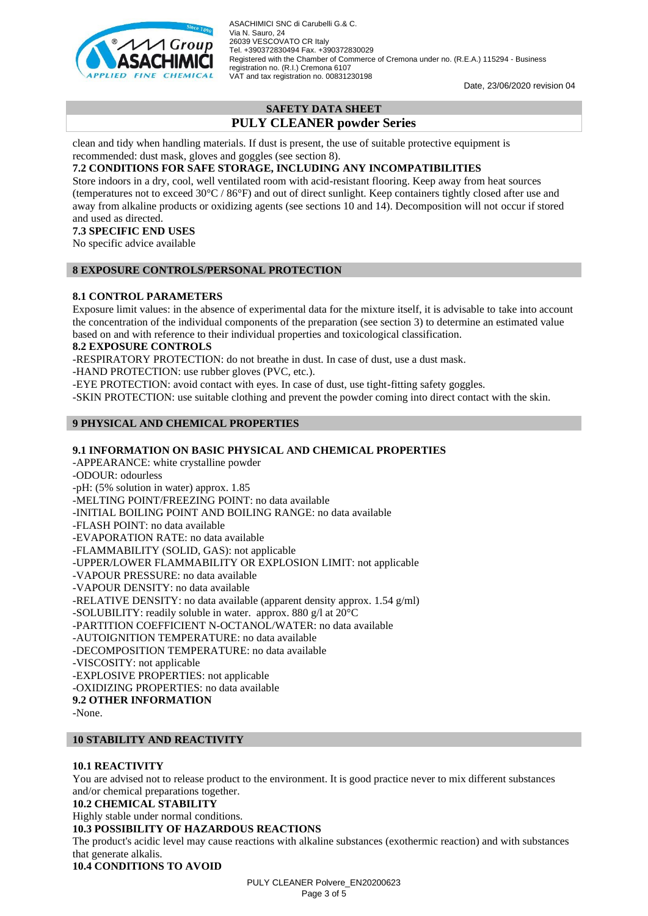clean and tidy when handling materials. If dust is present, the use of suitable protective equipment is recommended: dust mask, gloves and goggles (see section 8).

### 7.2 CONDITIONS FOR SAFE STORAGE, INCLUDING ANY INCOMPATIBILITIES

Store indoors in a dry, cool, well ventilated room with acid-resistant flooring. Keep away from heat sources (temperatures not to exceed 30°C / 86°F) and out of direct sunlight. Keep containers tightly closed after use and away from alkaline products or oxidizing agents (see sections 10 and 14). Decomposition will not occur if stored and used as directed.

### 7.3 SPECIFIC END USES

No specific advice available

## 8 EXPOSURE CONTROLS/PERSONAL PROTECTION

### 8.1 CONTROL PARAMETERS

Exposure limit values: in the absence of experimental data for the mixture itself, it is advisable to take into account the concentration of the individual components of the preparation (see section 3) to determine an estimated value based on and with reference to their individual properties and toxicological classification.

### 8.2 EXPOSURE CONTROLS

-RESPIRATORY PROTECTION: do not breathe in dust. In case of dust, use a dust mask.
-HAND PROTECTION: use rubber gloves (PVC, etc.).
-EYE PROTECTION: avoid contact with eyes. In case of dust, use tight-fitting safety goggles.
-SKIN PROTECTION: use suitable clothing and prevent the powder coming into direct contact with the skin.

## 9 PHYSICAL AND CHEMICAL PROPERTIES

### 9.1 INFORMATION ON BASIC PHYSICAL AND CHEMICAL PROPERTIES

-APPEARANCE: white crystalline powder
-ODOUR: odourless
-pH: (5% solution in water) approx. 1.85
-MELTING POINT/FREEZING POINT: no data available
-INITIAL BOILING POINT AND BOILING RANGE: no data available
-FLASH POINT: no data available
-EVAPORATION RATE: no data available
-FLAMMABILITY (SOLID, GAS): not applicable
-UPPER/LOWER FLAMMABILITY OR EXPLOSION LIMIT: not applicable
-VAPOUR PRESSURE: no data available
-VAPOUR DENSITY: no data available
-RELATIVE DENSITY: no data available (apparent density approx. 1.54 g/ml)
-SOLUBILITY: readily soluble in water. approx. 880 g/l at 20°C
-PARTITION COEFFICIENT N-OCTANOL/WATER: no data available
-AUTOIGNITION TEMPERATURE: no data available
-DECOMPOSITION TEMPERATURE: no data available
-VISCOSITY: not applicable
-EXPLOSIVE PROPERTIES: not applicable
-OXIDIZING PROPERTIES: no data available

### 9.2 OTHER INFORMATION

-None.

## 10 STABILITY AND REACTIVITY

### 10.1 REACTIVITY

You are advised not to release product to the environment. It is good practice never to mix different substances and/or chemical preparations together.

### 10.2 CHEMICAL STABILITY

Highly stable under normal conditions.

### 10.3 POSSIBILITY OF HAZARDOUS REACTIONS

The product's acidic level may cause reactions with alkaline substances (exothermic reaction) and with substances that generate alkalis.

### 10.4 CONDITIONS TO AVOID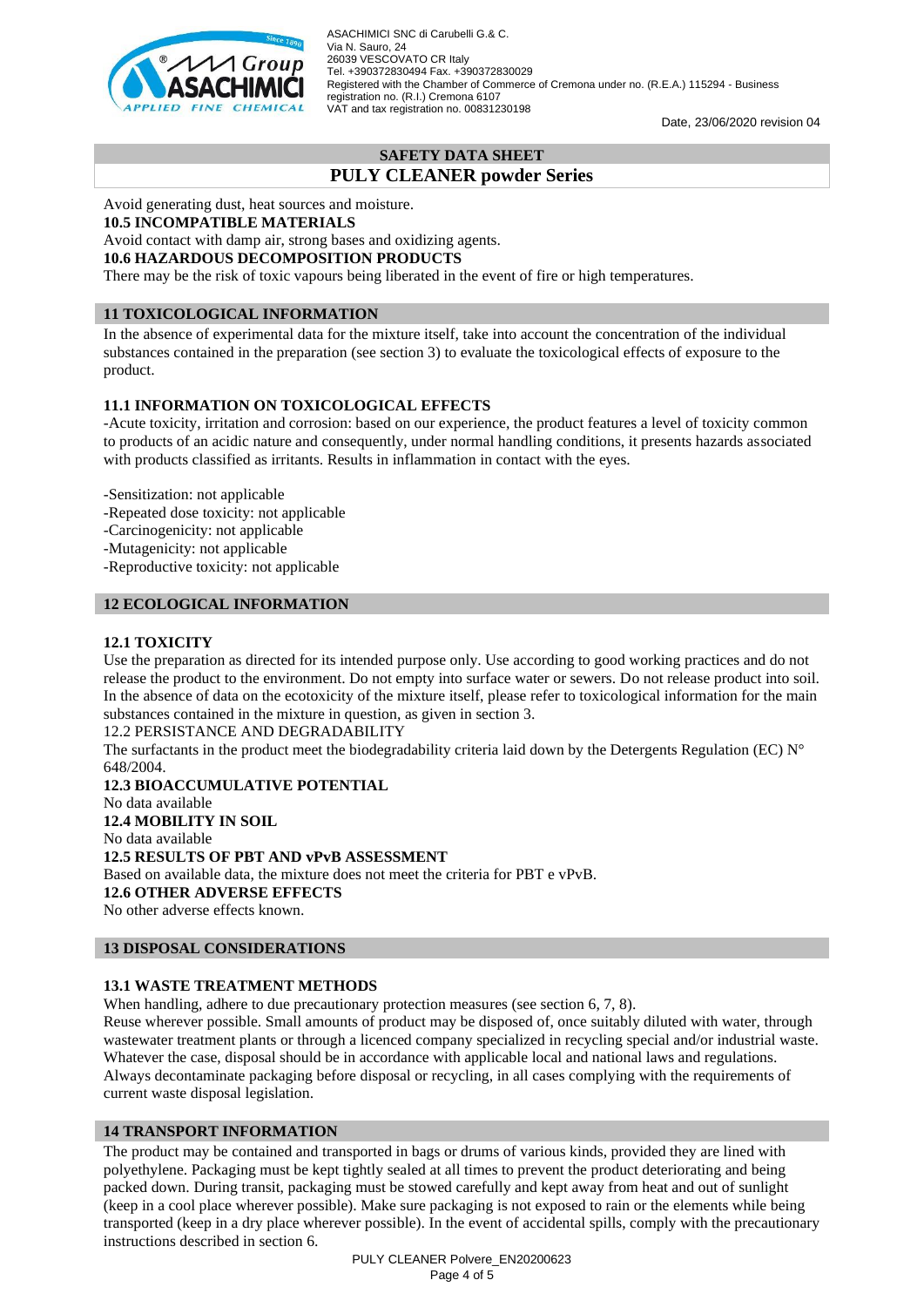Avoid generating dust, heat sources and moisture.

**10.5 INCOMPATIBLE MATERIALS**

Avoid contact with damp air, strong bases and oxidizing agents.

**10.6 HAZARDOUS DECOMPOSITION PRODUCTS**

There may be the risk of toxic vapours being liberated in the event of fire or high temperatures.

## 11 TOXICOLOGICAL INFORMATION

In the absence of experimental data for the mixture itself, take into account the concentration of the individual substances contained in the preparation (see section 3) to evaluate the toxicological effects of exposure to the product.

### 11.1 INFORMATION ON TOXICOLOGICAL EFFECTS

-Acute toxicity, irritation and corrosion: based on our experience, the product features a level of toxicity common to products of an acidic nature and consequently, under normal handling conditions, it presents hazards associated with products classified as irritants. Results in inflammation in contact with the eyes.

-Sensitization: not applicable
-Repeated dose toxicity: not applicable
-Carcinogenicity: not applicable
-Mutagenicity: not applicable
-Reproductive toxicity: not applicable

## 12 ECOLOGICAL INFORMATION

### 12.1 TOXICITY

Use the preparation as directed for its intended purpose only. Use according to good working practices and do not release the product to the environment. Do not empty into surface water or sewers. Do not release product into soil. In the absence of data on the ecotoxicity of the mixture itself, please refer to toxicological information for the main substances contained in the mixture in question, as given in section 3.

12.2 PERSISTANCE AND DEGRADABILITY

The surfactants in the product meet the biodegradability criteria laid down by the Detergents Regulation (EC) N° 648/2004.

**12.3 BIOACCUMULATIVE POTENTIAL**

No data available

**12.4 MOBILITY IN SOIL**

No data available

**12.5 RESULTS OF PBT AND vPvB ASSESSMENT**

Based on available data, the mixture does not meet the criteria for PBT e vPvB.

**12.6 OTHER ADVERSE EFFECTS**

No other adverse effects known.

## 13 DISPOSAL CONSIDERATIONS

### 13.1 WASTE TREATMENT METHODS

When handling, adhere to due precautionary protection measures (see section 6, 7, 8).

Reuse wherever possible. Small amounts of product may be disposed of, once suitably diluted with water, through wastewater treatment plants or through a licenced company specialized in recycling special and/or industrial waste. Whatever the case, disposal should be in accordance with applicable local and national laws and regulations. Always decontaminate packaging before disposal or recycling, in all cases complying with the requirements of current waste disposal legislation.

## 14 TRANSPORT INFORMATION

The product may be contained and transported in bags or drums of various kinds, provided they are lined with polyethylene. Packaging must be kept tightly sealed at all times to prevent the product deteriorating and being packed down. During transit, packaging must be stowed carefully and kept away from heat and out of sunlight (keep in a cool place wherever possible). Make sure packaging is not exposed to rain or the elements while being transported (keep in a dry place wherever possible). In the event of accidental spills, comply with the precautionary instructions described in section 6.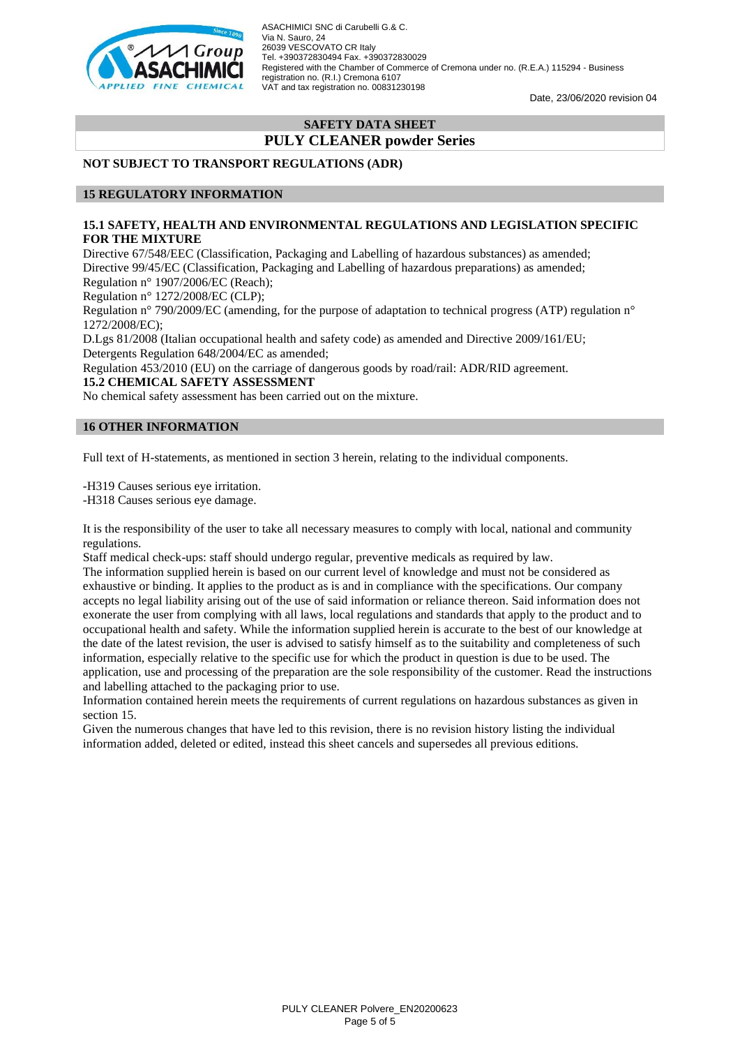ASACHIMICI SNC di Carubelli G.& C.
Via N. Sauro, 24
26039 VESCOVATO CR Italy
Tel. +390372830494 Fax. +390372830029
Registered with the Chamber of Commerce of Cremona under no. (R.E.A.) 115294 - Business registration no. (R.I.) Cremona 6107
VAT and tax registration no. 00831230198

Date, 23/06/2020 revision 04

**SAFETY DATA SHEET**

# PULY CLEANER powder Series

**NOT SUBJECT TO TRANSPORT REGULATIONS (ADR)**

## 15 REGULATORY INFORMATION

### 15.1 SAFETY, HEALTH AND ENVIRONMENTAL REGULATIONS AND LEGISLATION SPECIFIC FOR THE MIXTURE

Directive 67/548/EEC (Classification, Packaging and Labelling of hazardous substances) as amended;
Directive 99/45/EC (Classification, Packaging and Labelling of hazardous preparations) as amended;
Regulation n° 1907/2006/EC (Reach);
Regulation n° 1272/2008/EC (CLP);
Regulation n° 790/2009/EC (amending, for the purpose of adaptation to technical progress (ATP) regulation n° 1272/2008/EC);
D.Lgs 81/2008 (Italian occupational health and safety code) as amended and Directive 2009/161/EU;
Detergents Regulation 648/2004/EC as amended;
Regulation 453/2010 (EU) on the carriage of dangerous goods by road/rail: ADR/RID agreement.

### 15.2 CHEMICAL SAFETY ASSESSMENT

No chemical safety assessment has been carried out on the mixture.

## 16 OTHER INFORMATION

Full text of H-statements, as mentioned in section 3 herein, relating to the individual components.

-H319 Causes serious eye irritation.
-H318 Causes serious eye damage.

It is the responsibility of the user to take all necessary measures to comply with local, national and community regulations.

Staff medical check-ups: staff should undergo regular, preventive medicals as required by law.

The information supplied herein is based on our current level of knowledge and must not be considered as exhaustive or binding. It applies to the product as is and in compliance with the specifications. Our company accepts no legal liability arising out of the use of said information or reliance thereon. Said information does not exonerate the user from complying with all laws, local regulations and standards that apply to the product and to occupational health and safety. While the information supplied herein is accurate to the best of our knowledge at the date of the latest revision, the user is advised to satisfy himself as to the suitability and completeness of such information, especially relative to the specific use for which the product in question is due to be used. The application, use and processing of the preparation are the sole responsibility of the customer. Read the instructions and labelling attached to the packaging prior to use.

Information contained herein meets the requirements of current regulations on hazardous substances as given in section 15.

Given the numerous changes that have led to this revision, there is no revision history listing the individual information added, deleted or edited, instead this sheet cancels and supersedes all previous editions.